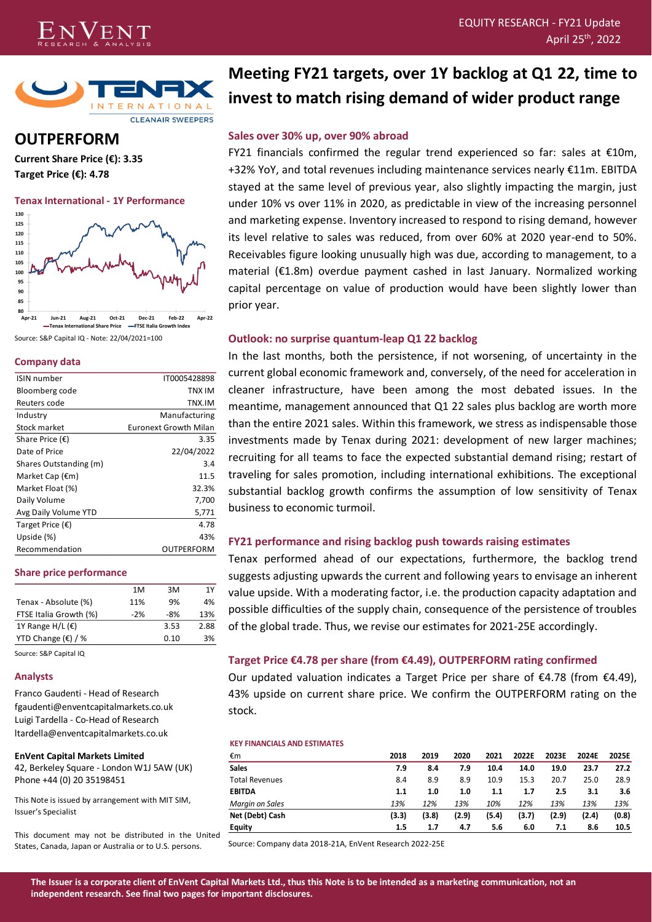# Meeting FY21 targets, over 1Y backlog at Q1 22, time to invest to match rising demand of wider product range

EQUITY RESEARCH - FY21 Update
April 25th, 2022

Tenax International — CLEANAIR SWEEPERS

## OUTPERFORM

**Current Share Price (€): 3.35**

**Target Price (€): 4.78**

### Tenax International - 1Y Performance

Source: S&P Capital IQ - Note: 22/04/2021=100

### Company data

| | |
|---|---|
| ISIN number | IT0005428898 |
| Bloomberg code | TNX IM |
| Reuters code | TNX.IM |
| Industry | Manufacturing |
| Stock market | Euronext Growth Milan |
| Share Price (€) | 3.35 |
| Date of Price | 22/04/2022 |
| Shares Outstanding (m) | 3.4 |
| Market Cap (€m) | 11.5 |
| Market Float (%) | 32.3% |
| Daily Volume | 7,700 |
| Avg Daily Volume YTD | 5,771 |
| Target Price (€) | 4.78 |
| Upside (%) | 43% |
| Recommendation | OUTPERFORM |

### Share price performance

| | 1M | 3M | 1Y |
|---|---|---|---|
| Tenax - Absolute (%) | 11% | 9% | 4% |
| FTSE Italia Growth (%) | -2% | -8% | 13% |
| 1Y Range H/L (€) | | 3.53 | 2.88 |
| YTD Change (€) / % | | 0.10 | 3% |

Source: S&P Capital IQ

### Analysts

Franco Gaudenti - Head of Research
fgaudenti@enventcapitalmarkets.co.uk
Luigi Tardella - Co-Head of Research
ltardella@enventcapitalmarkets.co.uk

**EnVent Capital Markets Limited**
42, Berkeley Square - London W1J 5AW (UK)
Phone +44 (0) 20 35198451

This Note is issued by arrangement with MIT SIM, Issuer's Specialist

This document may not be distributed in the United States, Canada, Japan or Australia or to U.S. persons.

### Sales over 30% up, over 90% abroad

FY21 financials confirmed the regular trend experienced so far: sales at €10m, +32% YoY, and total revenues including maintenance services nearly €11m. EBITDA stayed at the same level of previous year, also slightly impacting the margin, just under 10% vs over 11% in 2020, as predictable in view of the increasing personnel and marketing expense. Inventory increased to respond to rising demand, however its level relative to sales was reduced, from over 60% at 2020 year-end to 50%. Receivables figure looking unusually high was due, according to management, to a material (€1.8m) overdue payment cashed in last January. Normalized working capital percentage on value of production would have been slightly lower than prior year.

### Outlook: no surprise quantum-leap Q1 22 backlog

In the last months, both the persistence, if not worsening, of uncertainty in the current global economic framework and, conversely, of the need for acceleration in cleaner infrastructure, have been among the most debated issues. In the meantime, management announced that Q1 22 sales plus backlog are worth more than the entire 2021 sales. Within this framework, we stress as indispensable those investments made by Tenax during 2021: development of new larger machines; recruiting for all teams to face the expected substantial demand rising; restart of traveling for sales promotion, including international exhibitions. The exceptional substantial backlog growth confirms the assumption of low sensitivity of Tenax business to economic turmoil.

### FY21 performance and rising backlog push towards raising estimates

Tenax performed ahead of our expectations, furthermore, the backlog trend suggests adjusting upwards the current and following years to envisage an inherent value upside. With a moderating factor, i.e. the production capacity adaptation and possible difficulties of the supply chain, consequence of the persistence of troubles of the global trade. Thus, we revise our estimates for 2021-25E accordingly.

### Target Price €4.78 per share (from €4.49), OUTPERFORM rating confirmed

Our updated valuation indicates a Target Price per share of €4.78 (from €4.49), 43% upside on current share price. We confirm the OUTPERFORM rating on the stock.

#### KEY FINANCIALS AND ESTIMATES

| €m | 2018 | 2019 | 2020 | 2021 | 2022E | 2023E | 2024E | 2025E |
|---|---|---|---|---|---|---|---|---|
| **Sales** | 7.9 | 8.4 | 7.9 | 10.4 | 14.0 | 19.0 | 23.7 | 27.2 |
| Total Revenues | 8.4 | 8.9 | 8.9 | 10.9 | 15.3 | 20.7 | 25.0 | 28.9 |
| **EBITDA** | 1.1 | 1.0 | 1.0 | 1.1 | 1.7 | 2.5 | 3.1 | 3.6 |
| *Margin on Sales* | *13%* | *12%* | *13%* | *10%* | *12%* | *13%* | *13%* | *13%* |
| **Net (Debt) Cash** | (3.3) | (3.8) | (2.9) | (5.4) | (3.7) | (2.9) | (2.4) | (0.8) |
| **Equity** | 1.5 | 1.7 | 4.7 | 5.6 | 6.0 | 7.1 | 8.6 | 10.5 |

Source: Company data 2018-21A, EnVent Research 2022-25E

**The Issuer is a corporate client of EnVent Capital Markets Ltd., thus this Note is to be intended as a marketing communication, not an independent research. See final two pages for important disclosures.**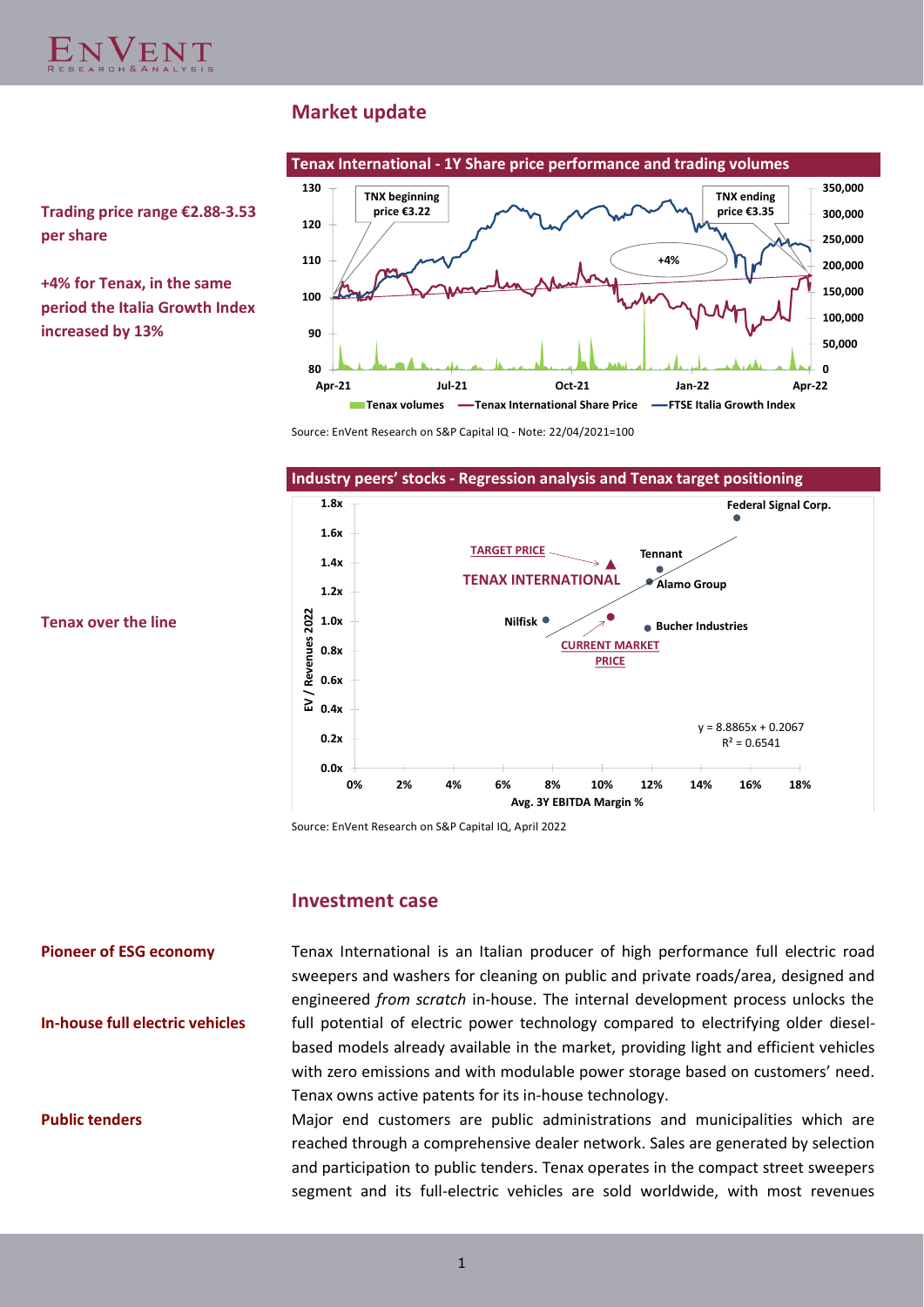## Market update

**Trading price range €2.88-3.53 per share**

**+4% for Tenax, in the same period the Italia Growth Index increased by 13%**

**Tenax International - 1Y Share price performance and trading volumes**

Source: EnVent Research on S&P Capital IQ - Note: 22/04/2021=100

**Tenax over the line**

**Industry peers' stocks - Regression analysis and Tenax target positioning**

Source: EnVent Research on S&P Capital IQ, April 2022

## Investment case

**Pioneer of ESG economy**

**In-house full electric vehicles**

Tenax International is an Italian producer of high performance full electric road sweepers and washers for cleaning on public and private roads/area, designed and engineered *from scratch* in-house. The internal development process unlocks the full potential of electric power technology compared to electrifying older diesel-based models already available in the market, providing light and efficient vehicles with zero emissions and with modulable power storage based on customers' need. Tenax owns active patents for its in-house technology.

**Public tenders**

Major end customers are public administrations and municipalities which are reached through a comprehensive dealer network. Sales are generated by selection and participation to public tenders. Tenax operates in the compact street sweepers segment and its full-electric vehicles are sold worldwide, with most revenues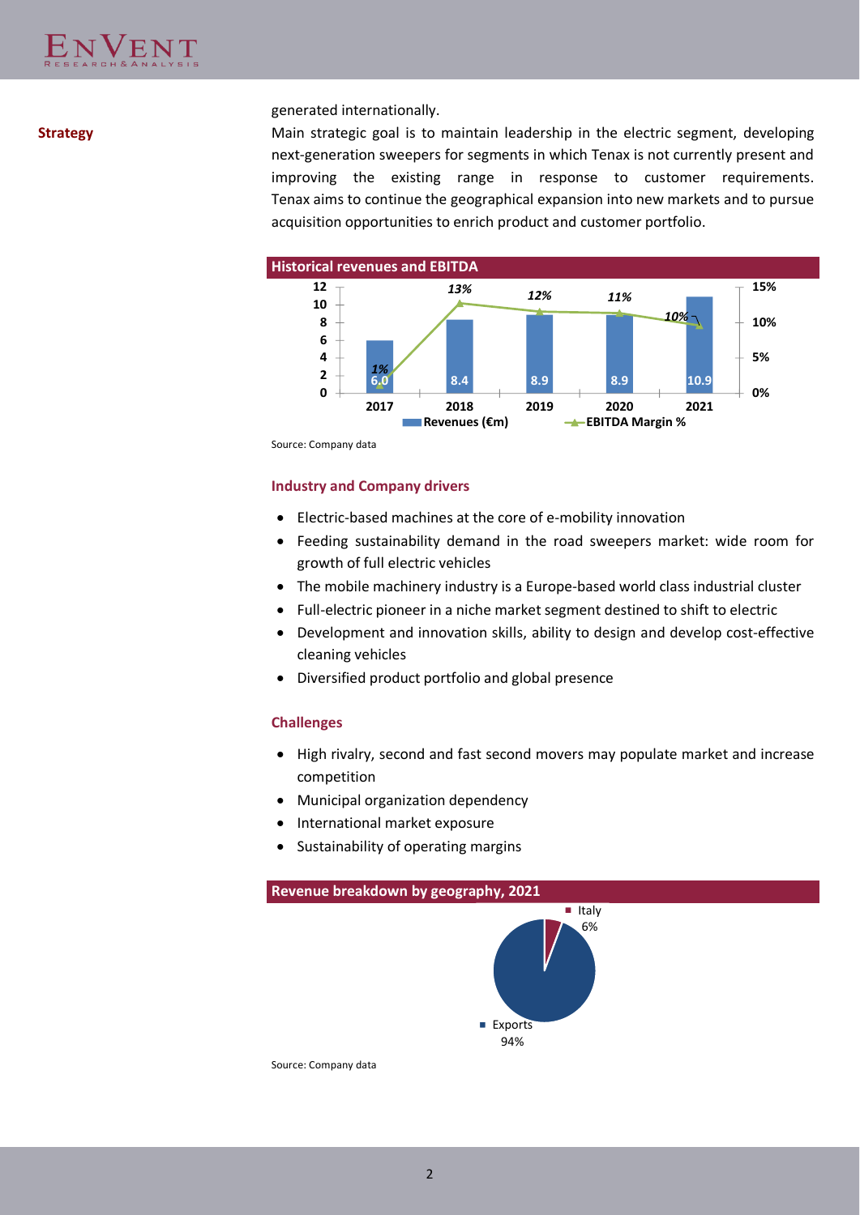generated internationally.

**Strategy**

Main strategic goal is to maintain leadership in the electric segment, developing next-generation sweepers for segments in which Tenax is not currently present and improving the existing range in response to customer requirements. Tenax aims to continue the geographical expansion into new markets and to pursue acquisition opportunities to enrich product and customer portfolio.

**Historical revenues and EBITDA**

| | 2017 | 2018 | 2019 | 2020 | 2021 |
|---|---|---|---|---|---|
| Revenues (€m) | 6.0 | 8.4 | 8.9 | 8.9 | 10.9 |
| EBITDA Margin % | 1% | 13% | 12% | 11% | 10% |

Source: Company data

### Industry and Company drivers

- Electric-based machines at the core of e-mobility innovation
- Feeding sustainability demand in the road sweepers market: wide room for growth of full electric vehicles
- The mobile machinery industry is a Europe-based world class industrial cluster
- Full-electric pioneer in a niche market segment destined to shift to electric
- Development and innovation skills, ability to design and develop cost-effective cleaning vehicles
- Diversified product portfolio and global presence

### Challenges

- High rivalry, second and fast second movers may populate market and increase competition
- Municipal organization dependency
- International market exposure
- Sustainability of operating margins

**Revenue breakdown by geography, 2021**

| Geography | Share |
|---|---|
| Italy | 6% |
| Exports | 94% |

Source: Company data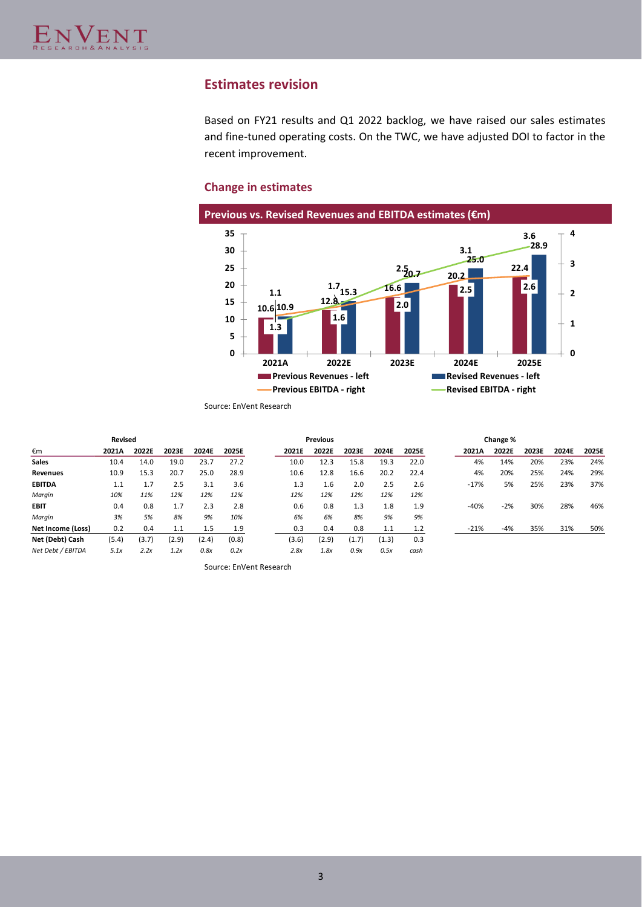## Estimates revision

Based on FY21 results and Q1 2022 backlog, we have raised our sales estimates and fine-tuned operating costs. On the TWC, we have adjusted DOI to factor in the recent improvement.

### Change in estimates

**Previous vs. Revised Revenues and EBITDA estimates (€m)**

Source: EnVent Research

| €m | Revised 2021A | 2022E | 2023E | 2024E | 2025E | Previous 2021E | 2022E | 2023E | 2024E | 2025E | Change % 2021A | 2022E | 2023E | 2024E | 2025E |
|---|---|---|---|---|---|---|---|---|---|---|---|---|---|---|---|
| **Sales** | 10.4 | 14.0 | 19.0 | 23.7 | 27.2 | 10.0 | 12.3 | 15.8 | 19.3 | 22.0 | 4% | 14% | 20% | 23% | 24% |
| **Revenues** | 10.9 | 15.3 | 20.7 | 25.0 | 28.9 | 10.6 | 12.8 | 16.6 | 20.2 | 22.4 | 4% | 20% | 25% | 24% | 29% |
| **EBITDA** | 1.1 | 1.7 | 2.5 | 3.1 | 3.6 | 1.3 | 1.6 | 2.0 | 2.5 | 2.6 | -17% | 5% | 25% | 23% | 37% |
| *Margin* | *10%* | *11%* | *12%* | *12%* | *12%* | *12%* | *12%* | *12%* | *12%* | *12%* | | | | | |
| **EBIT** | 0.4 | 0.8 | 1.7 | 2.3 | 2.8 | 0.6 | 0.8 | 1.3 | 1.8 | 1.9 | -40% | -2% | 30% | 28% | 46% |
| *Margin* | *3%* | *5%* | *8%* | *9%* | *10%* | *6%* | *6%* | *8%* | *9%* | *9%* | | | | | |
| **Net Income (Loss)** | 0.2 | 0.4 | 1.1 | 1.5 | 1.9 | 0.3 | 0.4 | 0.8 | 1.1 | 1.2 | -21% | -4% | 35% | 31% | 50% |
| **Net (Debt) Cash** | (5.4) | (3.7) | (2.9) | (2.4) | (0.8) | (3.6) | (2.9) | (1.7) | (1.3) | 0.3 | | | | | |
| *Net Debt / EBITDA* | *5.1x* | *2.2x* | *1.2x* | *0.8x* | *0.2x* | *2.8x* | *1.8x* | *0.9x* | *0.5x* | *cash* | | | | | |

Source: EnVent Research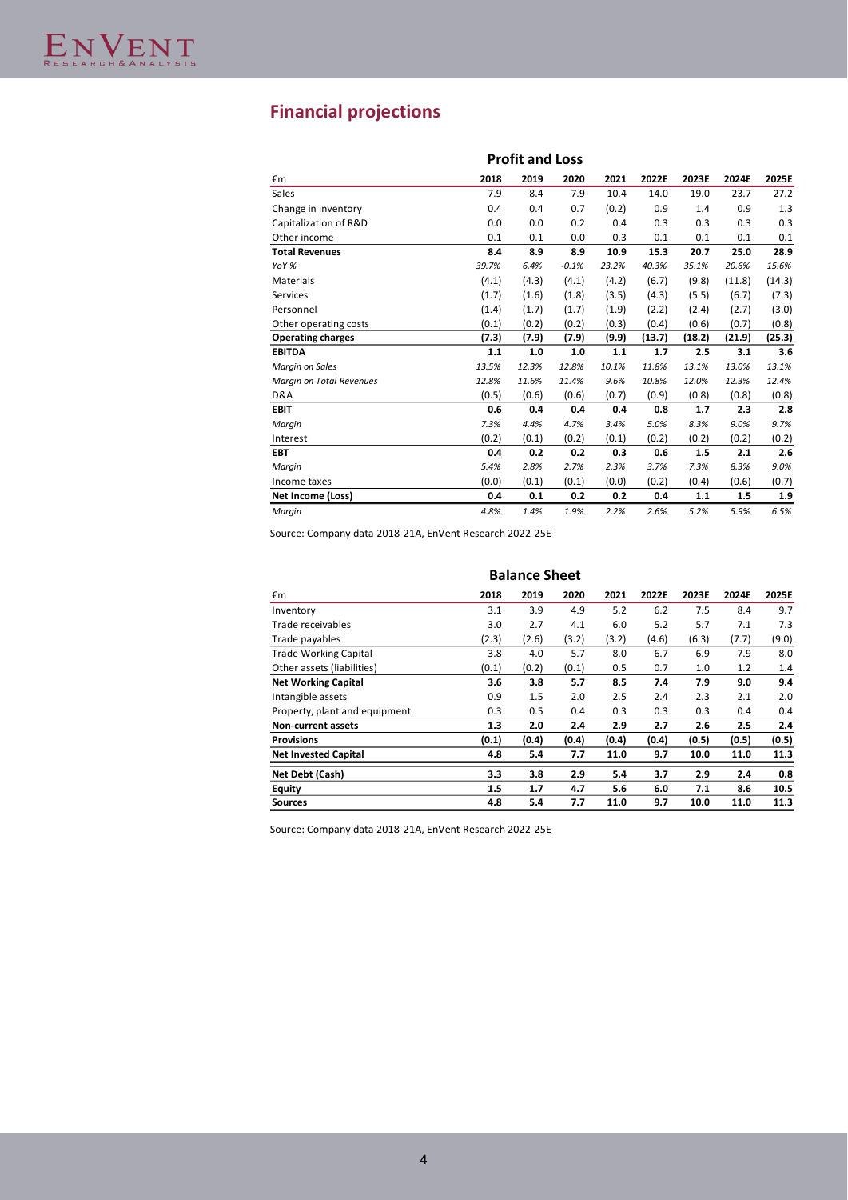## Financial projections

**Profit and Loss**

| €m | 2018 | 2019 | 2020 | 2021 | 2022E | 2023E | 2024E | 2025E |
|---|---|---|---|---|---|---|---|---|
| Sales | 7.9 | 8.4 | 7.9 | 10.4 | 14.0 | 19.0 | 23.7 | 27.2 |
| Change in inventory | 0.4 | 0.4 | 0.7 | (0.2) | 0.9 | 1.4 | 0.9 | 1.3 |
| Capitalization of R&D | 0.0 | 0.0 | 0.2 | 0.4 | 0.3 | 0.3 | 0.3 | 0.3 |
| Other income | 0.1 | 0.1 | 0.0 | 0.3 | 0.1 | 0.1 | 0.1 | 0.1 |
| **Total Revenues** | **8.4** | **8.9** | **8.9** | **10.9** | **15.3** | **20.7** | **25.0** | **28.9** |
| *YoY %* | *39.7%* | *6.4%* | *-0.1%* | *23.2%* | *40.3%* | *35.1%* | *20.6%* | *15.6%* |
| Materials | (4.1) | (4.3) | (4.1) | (4.2) | (6.7) | (9.8) | (11.8) | (14.3) |
| Services | (1.7) | (1.6) | (1.8) | (3.5) | (4.3) | (5.5) | (6.7) | (7.3) |
| Personnel | (1.4) | (1.7) | (1.7) | (1.9) | (2.2) | (2.4) | (2.7) | (3.0) |
| Other operating costs | (0.1) | (0.2) | (0.2) | (0.3) | (0.4) | (0.6) | (0.7) | (0.8) |
| **Operating charges** | **(7.3)** | **(7.9)** | **(7.9)** | **(9.9)** | **(13.7)** | **(18.2)** | **(21.9)** | **(25.3)** |
| **EBITDA** | **1.1** | **1.0** | **1.0** | **1.1** | **1.7** | **2.5** | **3.1** | **3.6** |
| *Margin on Sales* | *13.5%* | *12.3%* | *12.8%* | *10.1%* | *11.8%* | *13.1%* | *13.0%* | *13.1%* |
| *Margin on Total Revenues* | *12.8%* | *11.6%* | *11.4%* | *9.6%* | *10.8%* | *12.0%* | *12.3%* | *12.4%* |
| D&A | (0.5) | (0.6) | (0.6) | (0.7) | (0.9) | (0.8) | (0.8) | (0.8) |
| **EBIT** | **0.6** | **0.4** | **0.4** | **0.4** | **0.8** | **1.7** | **2.3** | **2.8** |
| *Margin* | *7.3%* | *4.4%* | *4.7%* | *3.4%* | *5.0%* | *8.3%* | *9.0%* | *9.7%* |
| Interest | (0.2) | (0.1) | (0.2) | (0.1) | (0.2) | (0.2) | (0.2) | (0.2) |
| **EBT** | **0.4** | **0.2** | **0.2** | **0.3** | **0.6** | **1.5** | **2.1** | **2.6** |
| *Margin* | *5.4%* | *2.8%* | *2.7%* | *2.3%* | *3.7%* | *7.3%* | *8.3%* | *9.0%* |
| Income taxes | (0.0) | (0.1) | (0.1) | (0.0) | (0.2) | (0.4) | (0.6) | (0.7) |
| **Net Income (Loss)** | **0.4** | **0.1** | **0.2** | **0.2** | **0.4** | **1.1** | **1.5** | **1.9** |
| *Margin* | *4.8%* | *1.4%* | *1.9%* | *2.2%* | *2.6%* | *5.2%* | *5.9%* | *6.5%* |

Source: Company data 2018-21A, EnVent Research 2022-25E

**Balance Sheet**

| €m | 2018 | 2019 | 2020 | 2021 | 2022E | 2023E | 2024E | 2025E |
|---|---|---|---|---|---|---|---|---|
| Inventory | 3.1 | 3.9 | 4.9 | 5.2 | 6.2 | 7.5 | 8.4 | 9.7 |
| Trade receivables | 3.0 | 2.7 | 4.1 | 6.0 | 5.2 | 5.7 | 7.1 | 7.3 |
| Trade payables | (2.3) | (2.6) | (3.2) | (3.2) | (4.6) | (6.3) | (7.7) | (9.0) |
| Trade Working Capital | 3.8 | 4.0 | 5.7 | 8.0 | 6.7 | 6.9 | 7.9 | 8.0 |
| Other assets (liabilities) | (0.1) | (0.2) | (0.1) | 0.5 | 0.7 | 1.0 | 1.2 | 1.4 |
| **Net Working Capital** | **3.6** | **3.8** | **5.7** | **8.5** | **7.4** | **7.9** | **9.0** | **9.4** |
| Intangible assets | 0.9 | 1.5 | 2.0 | 2.5 | 2.4 | 2.3 | 2.1 | 2.0 |
| Property, plant and equipment | 0.3 | 0.5 | 0.4 | 0.3 | 0.3 | 0.3 | 0.4 | 0.4 |
| **Non-current assets** | **1.3** | **2.0** | **2.4** | **2.9** | **2.7** | **2.6** | **2.5** | **2.4** |
| **Provisions** | **(0.1)** | **(0.4)** | **(0.4)** | **(0.4)** | **(0.4)** | **(0.5)** | **(0.5)** | **(0.5)** |
| **Net Invested Capital** | **4.8** | **5.4** | **7.7** | **11.0** | **9.7** | **10.0** | **11.0** | **11.3** |
| **Net Debt (Cash)** | **3.3** | **3.8** | **2.9** | **5.4** | **3.7** | **2.9** | **2.4** | **0.8** |
| **Equity** | **1.5** | **1.7** | **4.7** | **5.6** | **6.0** | **7.1** | **8.6** | **10.5** |
| **Sources** | **4.8** | **5.4** | **7.7** | **11.0** | **9.7** | **10.0** | **11.0** | **11.3** |

Source: Company data 2018-21A, EnVent Research 2022-25E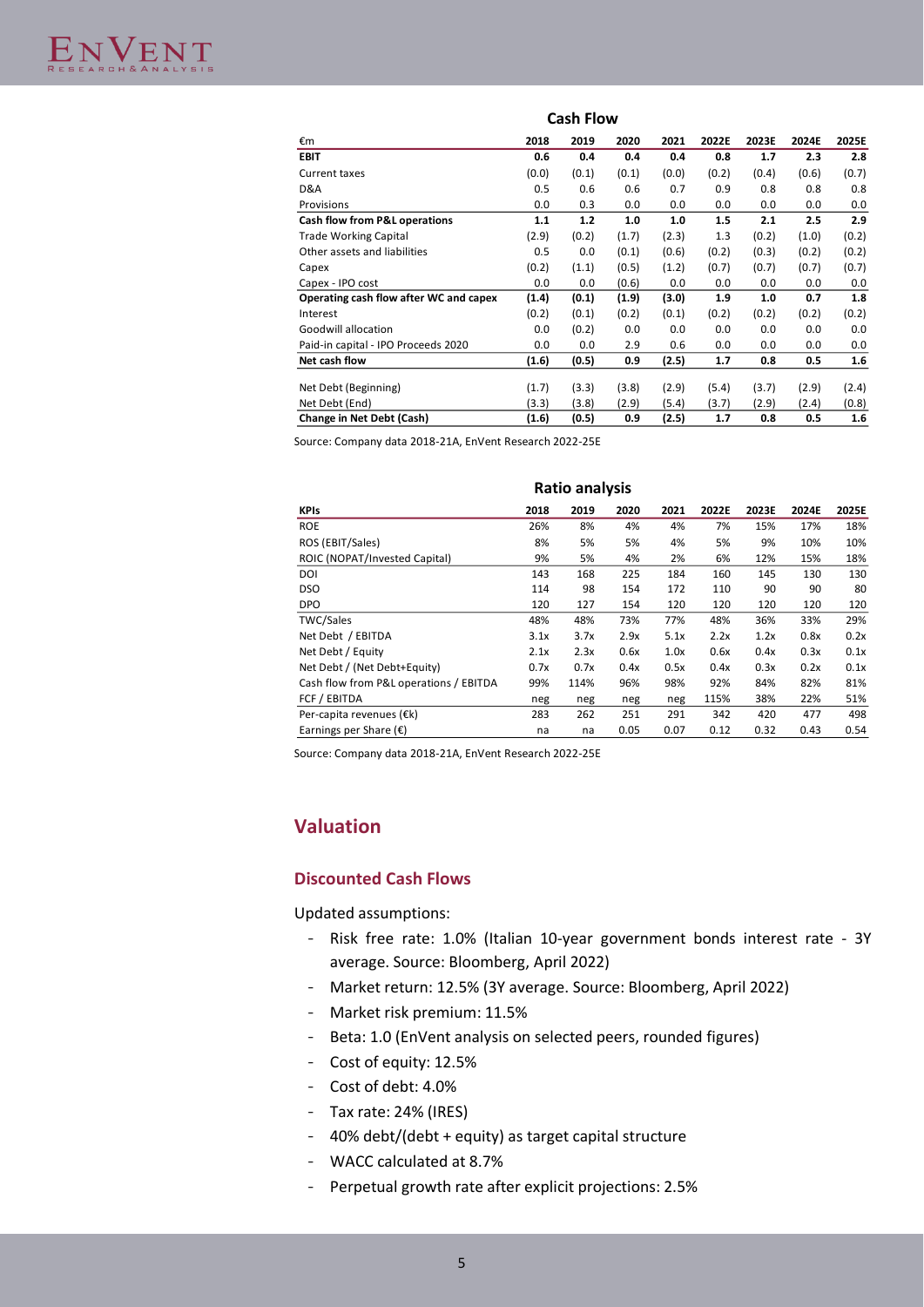**Cash Flow**

| €m | 2018 | 2019 | 2020 | 2021 | 2022E | 2023E | 2024E | 2025E |
|---|---|---|---|---|---|---|---|---|
| **EBIT** | **0.6** | **0.4** | **0.4** | **0.4** | **0.8** | **1.7** | **2.3** | **2.8** |
| Current taxes | (0.0) | (0.1) | (0.1) | (0.0) | (0.2) | (0.4) | (0.6) | (0.7) |
| D&A | 0.5 | 0.6 | 0.6 | 0.7 | 0.9 | 0.8 | 0.8 | 0.8 |
| Provisions | 0.0 | 0.3 | 0.0 | 0.0 | 0.0 | 0.0 | 0.0 | 0.0 |
| **Cash flow from P&L operations** | **1.1** | **1.2** | **1.0** | **1.0** | **1.5** | **2.1** | **2.5** | **2.9** |
| Trade Working Capital | (2.9) | (0.2) | (1.7) | (2.3) | 1.3 | (0.2) | (1.0) | (0.2) |
| Other assets and liabilities | 0.5 | 0.0 | (0.1) | (0.6) | (0.2) | (0.3) | (0.2) | (0.2) |
| Capex | (0.2) | (1.1) | (0.5) | (1.2) | (0.7) | (0.7) | (0.7) | (0.7) |
| Capex - IPO cost | 0.0 | 0.0 | (0.6) | 0.0 | 0.0 | 0.0 | 0.0 | 0.0 |
| **Operating cash flow after WC and capex** | **(1.4)** | **(0.1)** | **(1.9)** | **(3.0)** | **1.9** | **1.0** | **0.7** | **1.8** |
| Interest | (0.2) | (0.1) | (0.2) | (0.1) | (0.2) | (0.2) | (0.2) | (0.2) |
| Goodwill allocation | 0.0 | (0.2) | 0.0 | 0.0 | 0.0 | 0.0 | 0.0 | 0.0 |
| Paid-in capital - IPO Proceeds 2020 | 0.0 | 0.0 | 2.9 | 0.6 | 0.0 | 0.0 | 0.0 | 0.0 |
| **Net cash flow** | **(1.6)** | **(0.5)** | **0.9** | **(2.5)** | **1.7** | **0.8** | **0.5** | **1.6** |
| | | | | | | | | |
| Net Debt (Beginning) | (1.7) | (3.3) | (3.8) | (2.9) | (5.4) | (3.7) | (2.9) | (2.4) |
| Net Debt (End) | (3.3) | (3.8) | (2.9) | (5.4) | (3.7) | (2.9) | (2.4) | (0.8) |
| **Change in Net Debt (Cash)** | **(1.6)** | **(0.5)** | **0.9** | **(2.5)** | **1.7** | **0.8** | **0.5** | **1.6** |

Source: Company data 2018-21A, EnVent Research 2022-25E

**Ratio analysis**

| KPIs | 2018 | 2019 | 2020 | 2021 | 2022E | 2023E | 2024E | 2025E |
|---|---|---|---|---|---|---|---|---|
| ROE | 26% | 8% | 4% | 4% | 7% | 15% | 17% | 18% |
| ROS (EBIT/Sales) | 8% | 5% | 5% | 4% | 5% | 9% | 10% | 10% |
| ROIC (NOPAT/Invested Capital) | 9% | 5% | 4% | 2% | 6% | 12% | 15% | 18% |
| DOI | 143 | 168 | 225 | 184 | 160 | 145 | 130 | 130 |
| DSO | 114 | 98 | 154 | 172 | 110 | 90 | 90 | 80 |
| DPO | 120 | 127 | 154 | 120 | 120 | 120 | 120 | 120 |
| TWC/Sales | 48% | 48% | 73% | 77% | 48% | 36% | 33% | 29% |
| Net Debt / EBITDA | 3.1x | 3.7x | 2.9x | 5.1x | 2.2x | 1.2x | 0.8x | 0.2x |
| Net Debt / Equity | 2.1x | 2.3x | 0.6x | 1.0x | 0.6x | 0.4x | 0.3x | 0.1x |
| Net Debt / (Net Debt+Equity) | 0.7x | 0.7x | 0.4x | 0.5x | 0.4x | 0.3x | 0.2x | 0.1x |
| Cash flow from P&L operations / EBITDA | 99% | 114% | 96% | 98% | 92% | 84% | 82% | 81% |
| FCF / EBITDA | neg | neg | neg | neg | 115% | 38% | 22% | 51% |
| Per-capita revenues (€k) | 283 | 262 | 251 | 291 | 342 | 420 | 477 | 498 |
| Earnings per Share (€) | na | na | 0.05 | 0.07 | 0.12 | 0.32 | 0.43 | 0.54 |

Source: Company data 2018-21A, EnVent Research 2022-25E

## Valuation

### Discounted Cash Flows

Updated assumptions:

- Risk free rate: 1.0% (Italian 10-year government bonds interest rate - 3Y average. Source: Bloomberg, April 2022)
- Market return: 12.5% (3Y average. Source: Bloomberg, April 2022)
- Market risk premium: 11.5%
- Beta: 1.0 (EnVent analysis on selected peers, rounded figures)
- Cost of equity: 12.5%
- Cost of debt: 4.0%
- Tax rate: 24% (IRES)
- 40% debt/(debt + equity) as target capital structure
- WACC calculated at 8.7%
- Perpetual growth rate after explicit projections: 2.5%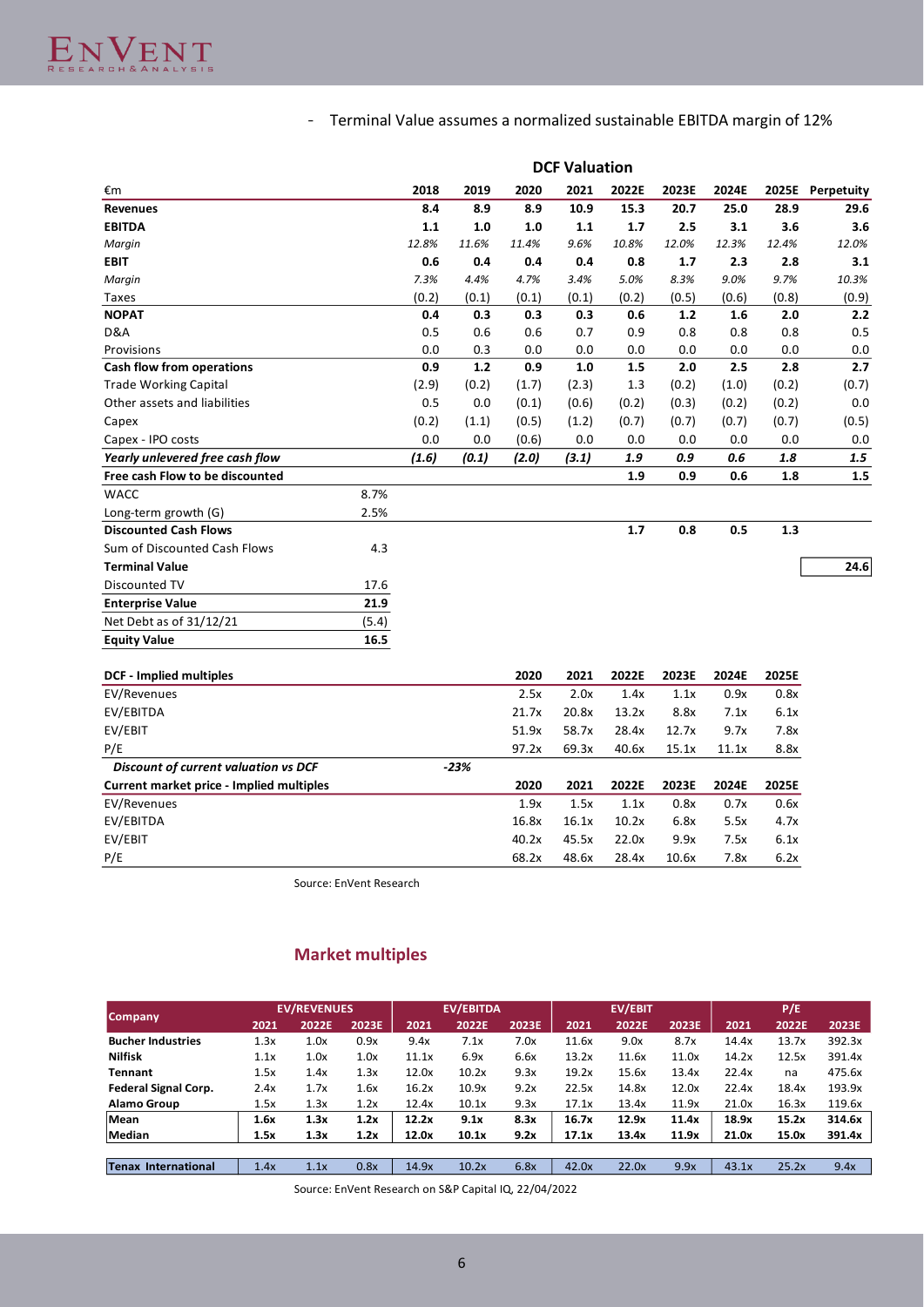- Terminal Value assumes a normalized sustainable EBITDA margin of 12%

**DCF Valuation**

| €m | | 2018 | 2019 | 2020 | 2021 | 2022E | 2023E | 2024E | 2025E | Perpetuity |
|---|---|---|---|---|---|---|---|---|---|---|
| **Revenues** | | **8.4** | **8.9** | **8.9** | **10.9** | **15.3** | **20.7** | **25.0** | **28.9** | **29.6** |
| **EBITDA** | | **1.1** | **1.0** | **1.0** | **1.1** | **1.7** | **2.5** | **3.1** | **3.6** | **3.6** |
| *Margin* | | *12.8%* | *11.6%* | *11.4%* | *9.6%* | *10.8%* | *12.0%* | *12.3%* | *12.4%* | *12.0%* |
| **EBIT** | | **0.6** | **0.4** | **0.4** | **0.4** | **0.8** | **1.7** | **2.3** | **2.8** | **3.1** |
| *Margin* | | *7.3%* | *4.4%* | *4.7%* | *3.4%* | *5.0%* | *8.3%* | *9.0%* | *9.7%* | *10.3%* |
| Taxes | | (0.2) | (0.1) | (0.1) | (0.1) | (0.2) | (0.5) | (0.6) | (0.8) | (0.9) |
| **NOPAT** | | **0.4** | **0.3** | **0.3** | **0.3** | **0.6** | **1.2** | **1.6** | **2.0** | **2.2** |
| D&A | | 0.5 | 0.6 | 0.6 | 0.7 | 0.9 | 0.8 | 0.8 | 0.8 | 0.5 |
| Provisions | | 0.0 | 0.3 | 0.0 | 0.0 | 0.0 | 0.0 | 0.0 | 0.0 | 0.0 |
| **Cash flow from operations** | | **0.9** | **1.2** | **0.9** | **1.0** | **1.5** | **2.0** | **2.5** | **2.8** | **2.7** |
| Trade Working Capital | | (2.9) | (0.2) | (1.7) | (2.3) | 1.3 | (0.2) | (1.0) | (0.2) | (0.7) |
| Other assets and liabilities | | 0.5 | 0.0 | (0.1) | (0.6) | (0.2) | (0.3) | (0.2) | (0.2) | 0.0 |
| Capex | | (0.2) | (1.1) | (0.5) | (1.2) | (0.7) | (0.7) | (0.7) | (0.7) | (0.5) |
| Capex - IPO costs | | 0.0 | 0.0 | (0.6) | 0.0 | 0.0 | 0.0 | 0.0 | 0.0 | 0.0 |
| ***Yearly unlevered free cash flow*** | | ***(1.6)*** | ***(0.1)*** | ***(2.0)*** | ***(3.1)*** | ***1.9*** | ***0.9*** | ***0.6*** | ***1.8*** | ***1.5*** |
| **Free cash Flow to be discounted** | | | | | | **1.9** | **0.9** | **0.6** | **1.8** | **1.5** |
| WACC | 8.7% | | | | | | | | | |
| Long-term growth (G) | 2.5% | | | | | | | | | |
| **Discounted Cash Flows** | | | | | | **1.7** | **0.8** | **0.5** | **1.3** | |
| Sum of Discounted Cash Flows | 4.3 | | | | | | | | | |
| **Terminal Value** | | | | | | | | | | **24.6** |
| Discounted TV | 17.6 | | | | | | | | | |
| **Enterprise Value** | **21.9** | | | | | | | | | |
| Net Debt as of 31/12/21 | (5.4) | | | | | | | | | |
| **Equity Value** | **16.5** | | | | | | | | | |

| **DCF - Implied multiples** | | 2020 | 2021 | 2022E | 2023E | 2024E | 2025E |
|---|---|---|---|---|---|---|---|
| EV/Revenues | | 2.5x | 2.0x | 1.4x | 1.1x | 0.9x | 0.8x |
| EV/EBITDA | | 21.7x | 20.8x | 13.2x | 8.8x | 7.1x | 6.1x |
| EV/EBIT | | 51.9x | 58.7x | 28.4x | 12.7x | 9.7x | 7.8x |
| P/E | | 97.2x | 69.3x | 40.6x | 15.1x | 11.1x | 8.8x |
| ***Discount of current valuation vs DCF*** | *-23%* | | | | | | |
| **Current market price - Implied multiples** | | **2020** | **2021** | **2022E** | **2023E** | **2024E** | **2025E** |
| EV/Revenues | | 1.9x | 1.5x | 1.1x | 0.8x | 0.7x | 0.6x |
| EV/EBITDA | | 16.8x | 16.1x | 10.2x | 6.8x | 5.5x | 4.7x |
| EV/EBIT | | 40.2x | 45.5x | 22.0x | 9.9x | 7.5x | 6.1x |
| P/E | | 68.2x | 48.6x | 28.4x | 10.6x | 7.8x | 6.2x |

Source: EnVent Research

## Market multiples

| Company | EV/REVENUES | | | EV/EBITDA | | | EV/EBIT | | | P/E | | |
|---|---|---|---|---|---|---|---|---|---|---|---|---|
| | 2021 | 2022E | 2023E | 2021 | 2022E | 2023E | 2021 | 2022E | 2023E | 2021 | 2022E | 2023E |
| **Bucher Industries** | 1.3x | 1.0x | 0.9x | 9.4x | 7.1x | 7.0x | 11.6x | 9.0x | 8.7x | 14.4x | 13.7x | 392.3x |
| **Nilfisk** | 1.1x | 1.0x | 1.0x | 11.1x | 6.9x | 6.6x | 13.2x | 11.6x | 11.0x | 14.2x | 12.5x | 391.4x |
| **Tennant** | 1.5x | 1.4x | 1.3x | 12.0x | 10.2x | 9.3x | 19.2x | 15.6x | 13.4x | 22.4x | na | 475.6x |
| **Federal Signal Corp.** | 2.4x | 1.7x | 1.6x | 16.2x | 10.9x | 9.2x | 22.5x | 14.8x | 12.0x | 22.4x | 18.4x | 193.9x |
| **Alamo Group** | 1.5x | 1.3x | 1.2x | 12.4x | 10.1x | 9.3x | 17.1x | 13.4x | 11.9x | 21.0x | 16.3x | 119.6x |
| **Mean** | **1.6x** | **1.3x** | **1.2x** | **12.2x** | **9.1x** | **8.3x** | **16.7x** | **12.9x** | **11.4x** | **18.9x** | **15.2x** | **314.6x** |
| **Median** | **1.5x** | **1.3x** | **1.2x** | **12.0x** | **10.1x** | **9.2x** | **17.1x** | **13.4x** | **11.9x** | **21.0x** | **15.0x** | **391.4x** |
| **Tenax International** | 1.4x | 1.1x | 0.8x | 14.9x | 10.2x | 6.8x | 42.0x | 22.0x | 9.9x | 43.1x | 25.2x | 9.4x |

Source: EnVent Research on S&P Capital IQ, 22/04/2022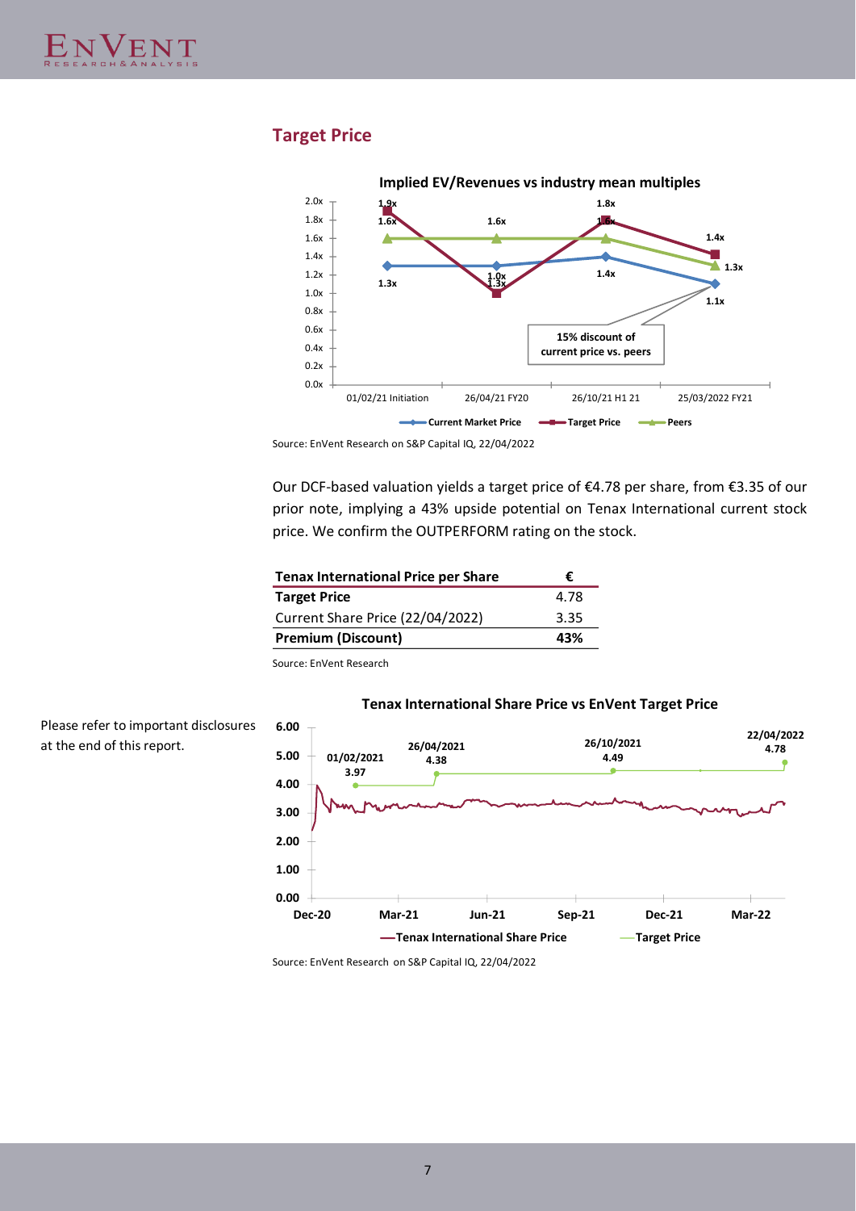## Target Price

**Implied EV/Revenues vs industry mean multiples**

Source: EnVent Research on S&P Capital IQ, 22/04/2022

Our DCF-based valuation yields a target price of €4.78 per share, from €3.35 of our prior note, implying a 43% upside potential on Tenax International current stock price. We confirm the OUTPERFORM rating on the stock.

| Tenax International Price per Share | € |
|---|---|
| **Target Price** | 4.78 |
| Current Share Price (22/04/2022) | 3.35 |
| **Premium (Discount)** | **43%** |

Source: EnVent Research

Please refer to important disclosures at the end of this report.

**Tenax International Share Price vs EnVent Target Price**

Source: EnVent Research on S&P Capital IQ, 22/04/2022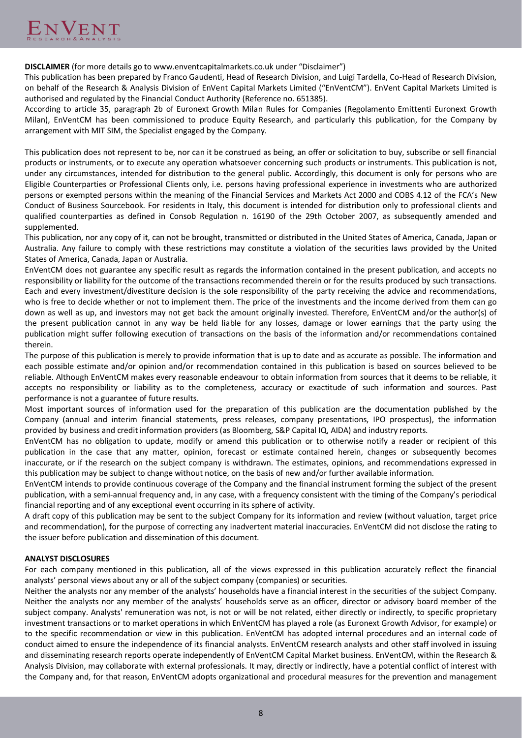**DISCLAIMER** (for more details go to www.enventcapitalmarkets.co.uk under "Disclaimer")

This publication has been prepared by Franco Gaudenti, Head of Research Division, and Luigi Tardella, Co-Head of Research Division, on behalf of the Research & Analysis Division of EnVent Capital Markets Limited ("EnVentCM"). EnVent Capital Markets Limited is authorised and regulated by the Financial Conduct Authority (Reference no. 651385).

According to article 35, paragraph 2b of Euronext Growth Milan Rules for Companies (Regolamento Emittenti Euronext Growth Milan), EnVentCM has been commissioned to produce Equity Research, and particularly this publication, for the Company by arrangement with MIT SIM, the Specialist engaged by the Company.

This publication does not represent to be, nor can it be construed as being, an offer or solicitation to buy, subscribe or sell financial products or instruments, or to execute any operation whatsoever concerning such products or instruments. This publication is not, under any circumstances, intended for distribution to the general public. Accordingly, this document is only for persons who are Eligible Counterparties or Professional Clients only, i.e. persons having professional experience in investments who are authorized persons or exempted persons within the meaning of the Financial Services and Markets Act 2000 and COBS 4.12 of the FCA's New Conduct of Business Sourcebook. For residents in Italy, this document is intended for distribution only to professional clients and qualified counterparties as defined in Consob Regulation n. 16190 of the 29th October 2007, as subsequently amended and supplemented.

This publication, nor any copy of it, can not be brought, transmitted or distributed in the United States of America, Canada, Japan or Australia. Any failure to comply with these restrictions may constitute a violation of the securities laws provided by the United States of America, Canada, Japan or Australia.

EnVentCM does not guarantee any specific result as regards the information contained in the present publication, and accepts no responsibility or liability for the outcome of the transactions recommended therein or for the results produced by such transactions. Each and every investment/divestiture decision is the sole responsibility of the party receiving the advice and recommendations, who is free to decide whether or not to implement them. The price of the investments and the income derived from them can go down as well as up, and investors may not get back the amount originally invested. Therefore, EnVentCM and/or the author(s) of the present publication cannot in any way be held liable for any losses, damage or lower earnings that the party using the publication might suffer following execution of transactions on the basis of the information and/or recommendations contained therein.

The purpose of this publication is merely to provide information that is up to date and as accurate as possible. The information and each possible estimate and/or opinion and/or recommendation contained in this publication is based on sources believed to be reliable. Although EnVentCM makes every reasonable endeavour to obtain information from sources that it deems to be reliable, it accepts no responsibility or liability as to the completeness, accuracy or exactitude of such information and sources. Past performance is not a guarantee of future results.

Most important sources of information used for the preparation of this publication are the documentation published by the Company (annual and interim financial statements, press releases, company presentations, IPO prospectus), the information provided by business and credit information providers (as Bloomberg, S&P Capital IQ, AIDA) and industry reports.

EnVentCM has no obligation to update, modify or amend this publication or to otherwise notify a reader or recipient of this publication in the case that any matter, opinion, forecast or estimate contained herein, changes or subsequently becomes inaccurate, or if the research on the subject company is withdrawn. The estimates, opinions, and recommendations expressed in this publication may be subject to change without notice, on the basis of new and/or further available information.

EnVentCM intends to provide continuous coverage of the Company and the financial instrument forming the subject of the present publication, with a semi-annual frequency and, in any case, with a frequency consistent with the timing of the Company's periodical financial reporting and of any exceptional event occurring in its sphere of activity.

A draft copy of this publication may be sent to the subject Company for its information and review (without valuation, target price and recommendation), for the purpose of correcting any inadvertent material inaccuracies. EnVentCM did not disclose the rating to the issuer before publication and dissemination of this document.

**ANALYST DISCLOSURES**

For each company mentioned in this publication, all of the views expressed in this publication accurately reflect the financial analysts' personal views about any or all of the subject company (companies) or securities.

Neither the analysts nor any member of the analysts' households have a financial interest in the securities of the subject Company. Neither the analysts nor any member of the analysts' households serve as an officer, director or advisory board member of the subject company. Analysts' remuneration was not, is not or will be not related, either directly or indirectly, to specific proprietary investment transactions or to market operations in which EnVentCM has played a role (as Euronext Growth Advisor, for example) or to the specific recommendation or view in this publication. EnVentCM has adopted internal procedures and an internal code of conduct aimed to ensure the independence of its financial analysts. EnVentCM research analysts and other staff involved in issuing and disseminating research reports operate independently of EnVentCM Capital Market business. EnVentCM, within the Research & Analysis Division, may collaborate with external professionals. It may, directly or indirectly, have a potential conflict of interest with the Company and, for that reason, EnVentCM adopts organizational and procedural measures for the prevention and management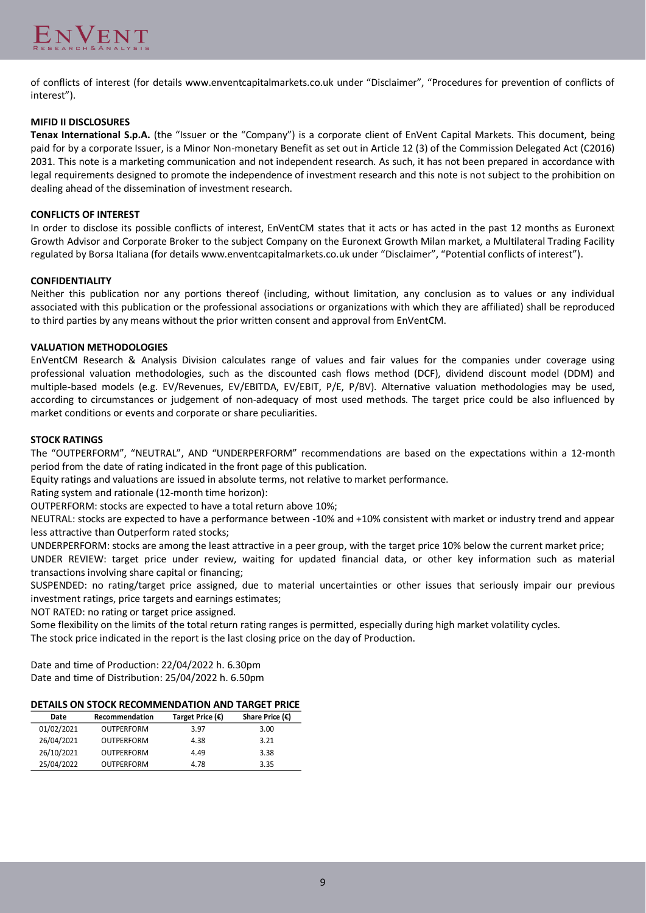of conflicts of interest (for details www.enventcapitalmarkets.co.uk under "Disclaimer", "Procedures for prevention of conflicts of interest").

**MIFID II DISCLOSURES**

**Tenax International S.p.A.** (the "Issuer or the "Company") is a corporate client of EnVent Capital Markets. This document, being paid for by a corporate Issuer, is a Minor Non-monetary Benefit as set out in Article 12 (3) of the Commission Delegated Act (C2016) 2031. This note is a marketing communication and not independent research. As such, it has not been prepared in accordance with legal requirements designed to promote the independence of investment research and this note is not subject to the prohibition on dealing ahead of the dissemination of investment research.

**CONFLICTS OF INTEREST**

In order to disclose its possible conflicts of interest, EnVentCM states that it acts or has acted in the past 12 months as Euronext Growth Advisor and Corporate Broker to the subject Company on the Euronext Growth Milan market, a Multilateral Trading Facility regulated by Borsa Italiana (for details www.enventcapitalmarkets.co.uk under "Disclaimer", "Potential conflicts of interest").

**CONFIDENTIALITY**

Neither this publication nor any portions thereof (including, without limitation, any conclusion as to values or any individual associated with this publication or the professional associations or organizations with which they are affiliated) shall be reproduced to third parties by any means without the prior written consent and approval from EnVentCM.

**VALUATION METHODOLOGIES**

EnVentCM Research & Analysis Division calculates range of values and fair values for the companies under coverage using professional valuation methodologies, such as the discounted cash flows method (DCF), dividend discount model (DDM) and multiple-based models (e.g. EV/Revenues, EV/EBITDA, EV/EBIT, P/E, P/BV). Alternative valuation methodologies may be used, according to circumstances or judgement of non-adequacy of most used methods. The target price could be also influenced by market conditions or events and corporate or share peculiarities.

**STOCK RATINGS**

The "OUTPERFORM", "NEUTRAL", AND "UNDERPERFORM" recommendations are based on the expectations within a 12-month period from the date of rating indicated in the front page of this publication.

Equity ratings and valuations are issued in absolute terms, not relative to market performance.

Rating system and rationale (12-month time horizon):

OUTPERFORM: stocks are expected to have a total return above 10%;

NEUTRAL: stocks are expected to have a performance between -10% and +10% consistent with market or industry trend and appear less attractive than Outperform rated stocks;

UNDERPERFORM: stocks are among the least attractive in a peer group, with the target price 10% below the current market price;

UNDER REVIEW: target price under review, waiting for updated financial data, or other key information such as material transactions involving share capital or financing;

SUSPENDED: no rating/target price assigned, due to material uncertainties or other issues that seriously impair our previous investment ratings, price targets and earnings estimates;

NOT RATED: no rating or target price assigned.

Some flexibility on the limits of the total return rating ranges is permitted, especially during high market volatility cycles.

The stock price indicated in the report is the last closing price on the day of Production.

Date and time of Production: 22/04/2022 h. 6.30pm
Date and time of Distribution: 25/04/2022 h. 6.50pm

**DETAILS ON STOCK RECOMMENDATION AND TARGET PRICE**

| Date | Recommendation | Target Price (€) | Share Price (€) |
|---|---|---|---|
| 01/02/2021 | OUTPERFORM | 3.97 | 3.00 |
| 26/04/2021 | OUTPERFORM | 4.38 | 3.21 |
| 26/10/2021 | OUTPERFORM | 4.49 | 3.38 |
| 25/04/2022 | OUTPERFORM | 4.78 | 3.35 |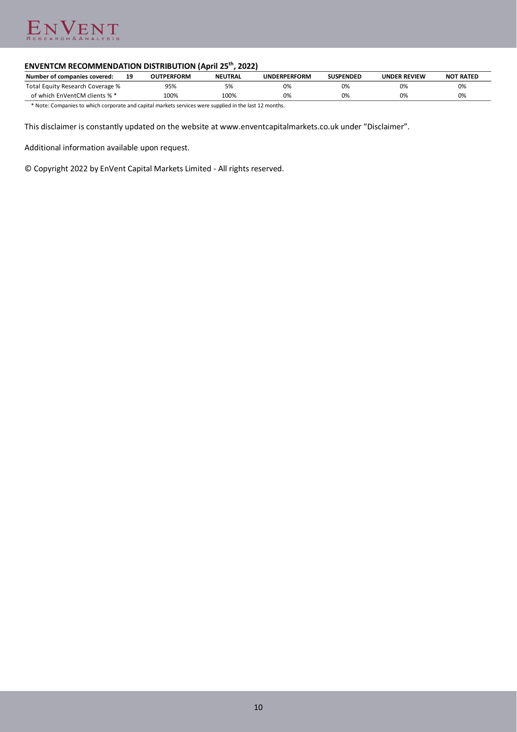**ENVENTCM RECOMMENDATION DISTRIBUTION (April 25th, 2022)**

| Number of companies covered: 19 | OUTPERFORM | NEUTRAL | UNDERPERFORM | SUSPENDED | UNDER REVIEW | NOT RATED |
|---|---|---|---|---|---|---|
| Total Equity Research Coverage % | 95% | 5% | 0% | 0% | 0% | 0% |
| of which EnVentCM clients % * | 100% | 100% | 0% | 0% | 0% | 0% |

* Note: Companies to which corporate and capital markets services were supplied in the last 12 months.

This disclaimer is constantly updated on the website at www.enventcapitalmarkets.co.uk under "Disclaimer".

Additional information available upon request.

© Copyright 2022 by EnVent Capital Markets Limited - All rights reserved.